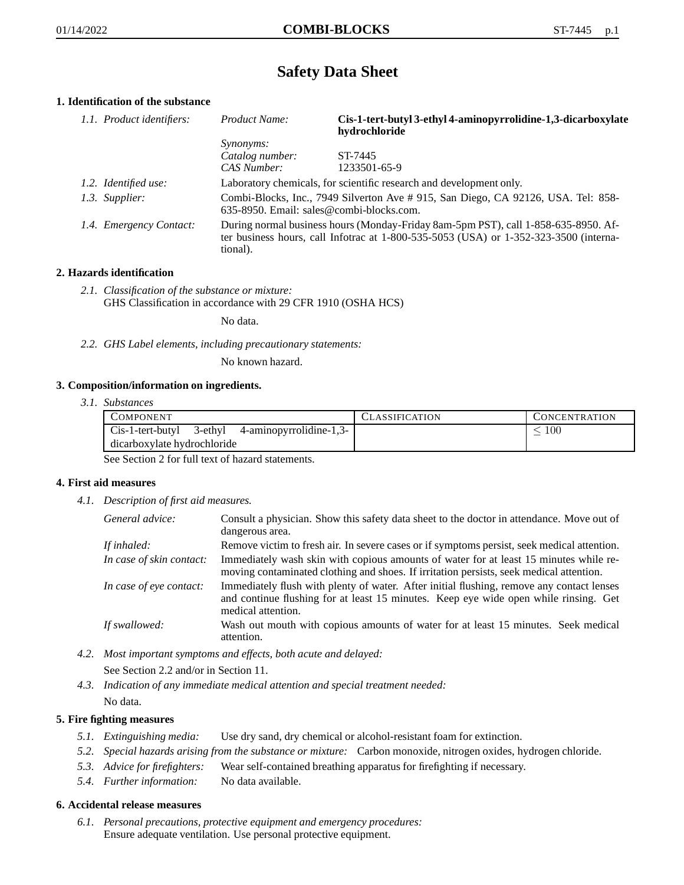# Safety Data Sheet

## 1. Identification of the substance

| | | |
|---|---|---|
| *1.1. Product identifiers:* | *Product Name:* | **Cis-1-tert-butyl 3-ethyl 4-aminopyrrolidine-1,3-dicarboxylate hydrochloride** |
| | *Synonyms:* | |
| | *Catalog number:* | ST-7445 |
| | *CAS Number:* | 1233501-65-9 |
| *1.2. Identified use:* | Laboratory chemicals, for scientific research and development only. | |
| *1.3. Supplier:* | Combi-Blocks, Inc., 7949 Silverton Ave # 915, San Diego, CA 92126, USA. Tel: 858-635-8950. Email: sales@combi-blocks.com. | |
| *1.4. Emergency Contact:* | During normal business hours (Monday-Friday 8am-5pm PST), call 1-858-635-8950. After business hours, call Infotrac at 1-800-535-5053 (USA) or 1-352-323-3500 (international). | |

## 2. Hazards identification

*2.1. Classification of the substance or mixture:*
GHS Classification in accordance with 29 CFR 1910 (OSHA HCS)

No data.

*2.2. GHS Label elements, including precautionary statements:*

No known hazard.

## 3. Composition/information on ingredients.

*3.1. Substances*

| Component | Classification | Concentration |
|---|---|---|
| Cis-1-tert-butyl 3-ethyl 4-aminopyrrolidine-1,3-dicarboxylate hydrochloride | | $\leq 100$ |

See Section 2 for full text of hazard statements.

## 4. First aid measures

*4.1. Description of first aid measures.*

| | |
|---|---|
| *General advice:* | Consult a physician. Show this safety data sheet to the doctor in attendance. Move out of dangerous area. |
| *If inhaled:* | Remove victim to fresh air. In severe cases or if symptoms persist, seek medical attention. |
| *In case of skin contact:* | Immediately wash skin with copious amounts of water for at least 15 minutes while removing contaminated clothing and shoes. If irritation persists, seek medical attention. |
| *In case of eye contact:* | Immediately flush with plenty of water. After initial flushing, remove any contact lenses and continue flushing for at least 15 minutes. Keep eye wide open while rinsing. Get medical attention. |
| *If swallowed:* | Wash out mouth with copious amounts of water for at least 15 minutes. Seek medical attention. |

*4.2. Most important symptoms and effects, both acute and delayed:*
See Section 2.2 and/or in Section 11.

*4.3. Indication of any immediate medical attention and special treatment needed:*
No data.

## 5. Fire fighting measures

*5.1. Extinguishing media:* Use dry sand, dry chemical or alcohol-resistant foam for extinction.

*5.2. Special hazards arising from the substance or mixture:* Carbon monoxide, nitrogen oxides, hydrogen chloride.

*5.3. Advice for firefighters:* Wear self-contained breathing apparatus for firefighting if necessary.

*5.4. Further information:* No data available.

## 6. Accidental release measures

*6.1. Personal precautions, protective equipment and emergency procedures:*
Ensure adequate ventilation. Use personal protective equipment.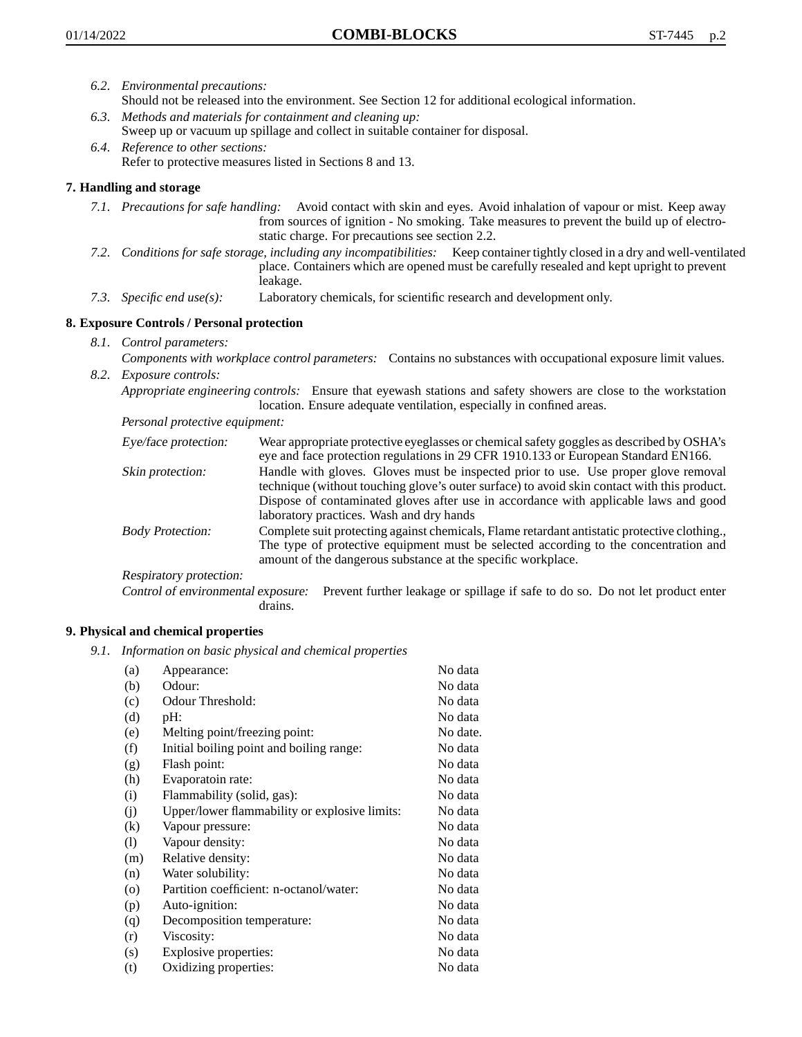*6.2. Environmental precautions:*
Should not be released into the environment. See Section 12 for additional ecological information.

*6.3. Methods and materials for containment and cleaning up:*
Sweep up or vacuum up spillage and collect in suitable container for disposal.

*6.4. Reference to other sections:*
Refer to protective measures listed in Sections 8 and 13.

## 7. Handling and storage

*7.1. Precautions for safe handling:* Avoid contact with skin and eyes. Avoid inhalation of vapour or mist. Keep away from sources of ignition - No smoking. Take measures to prevent the build up of electrostatic charge. For precautions see section 2.2.

*7.2. Conditions for safe storage, including any incompatibilities:* Keep container tightly closed in a dry and well-ventilated place. Containers which are opened must be carefully resealed and kept upright to prevent leakage.

*7.3. Specific end use(s):* Laboratory chemicals, for scientific research and development only.

## 8. Exposure Controls / Personal protection

*8.1. Control parameters:*
*Components with workplace control parameters:* Contains no substances with occupational exposure limit values.

*8.2. Exposure controls:*
*Appropriate engineering controls:* Ensure that eyewash stations and safety showers are close to the workstation location. Ensure adequate ventilation, especially in confined areas.

*Personal protective equipment:*

*Eye/face protection:* Wear appropriate protective eyeglasses or chemical safety goggles as described by OSHA's eye and face protection regulations in 29 CFR 1910.133 or European Standard EN166.

*Skin protection:* Handle with gloves. Gloves must be inspected prior to use. Use proper glove removal technique (without touching glove's outer surface) to avoid skin contact with this product. Dispose of contaminated gloves after use in accordance with applicable laws and good laboratory practices. Wash and dry hands

*Body Protection:* Complete suit protecting against chemicals, Flame retardant antistatic protective clothing., The type of protective equipment must be selected according to the concentration and amount of the dangerous substance at the specific workplace.

*Respiratory protection:*

*Control of environmental exposure:* Prevent further leakage or spillage if safe to do so. Do not let product enter drains.

## 9. Physical and chemical properties

*9.1. Information on basic physical and chemical properties*

| | | |
|---|---|---|
| (a) | Appearance: | No data |
| (b) | Odour: | No data |
| (c) | Odour Threshold: | No data |
| (d) | pH: | No data |
| (e) | Melting point/freezing point: | No date. |
| (f) | Initial boiling point and boiling range: | No data |
| (g) | Flash point: | No data |
| (h) | Evaporatoin rate: | No data |
| (i) | Flammability (solid, gas): | No data |
| (j) | Upper/lower flammability or explosive limits: | No data |
| (k) | Vapour pressure: | No data |
| (l) | Vapour density: | No data |
| (m) | Relative density: | No data |
| (n) | Water solubility: | No data |
| (o) | Partition coefficient: n-octanol/water: | No data |
| (p) | Auto-ignition: | No data |
| (q) | Decomposition temperature: | No data |
| (r) | Viscosity: | No data |
| (s) | Explosive properties: | No data |
| (t) | Oxidizing properties: | No data |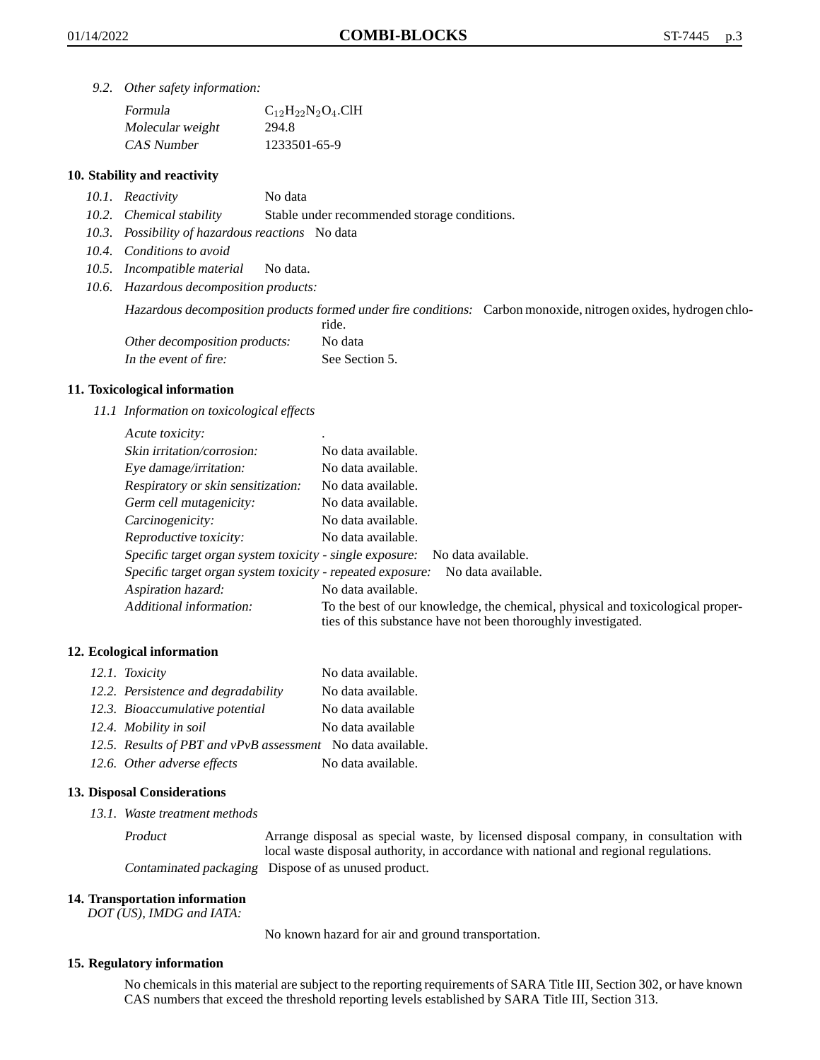*9.2. Other safety information:*

| | |
|---|---|
| *Formula* | $C_{12}H_{22}N_2O_4$.ClH |
| *Molecular weight* | 294.8 |
| *CAS Number* | 1233501-65-9 |

## 10. Stability and reactivity

*10.1. Reactivity* No data

*10.2. Chemical stability* Stable under recommended storage conditions.

*10.3. Possibility of hazardous reactions* No data

*10.4. Conditions to avoid*

*10.5. Incompatible material* No data.

*10.6. Hazardous decomposition products:*

*Hazardous decomposition products formed under fire conditions:* Carbon monoxide, nitrogen oxides, hydrogen chloride.

*Other decomposition products:* No data

*In the event of fire:* See Section 5.

## 11. Toxicological information

*11.1 Information on toxicological effects*

| | |
|---|---|
| *Acute toxicity:* | . |
| *Skin irritation/corrosion:* | No data available. |
| *Eye damage/irritation:* | No data available. |
| *Respiratory or skin sensitization:* | No data available. |
| *Germ cell mutagenicity:* | No data available. |
| *Carcinogenicity:* | No data available. |
| *Reproductive toxicity:* | No data available. |
| *Specific target organ system toxicity - single exposure:* | No data available. |
| *Specific target organ system toxicity - repeated exposure:* | No data available. |
| *Aspiration hazard:* | No data available. |
| *Additional information:* | To the best of our knowledge, the chemical, physical and toxicological properties of this substance have not been thoroughly investigated. |

## 12. Ecological information

| | |
|---|---|
| *12.1. Toxicity* | No data available. |
| *12.2. Persistence and degradability* | No data available. |
| *12.3. Bioaccumulative potential* | No data available |
| *12.4. Mobility in soil* | No data available |
| *12.5. Results of PBT and vPvB assessment* | No data available. |
| *12.6. Other adverse effects* | No data available. |

## 13. Disposal Considerations

*13.1. Waste treatment methods*

*Product* Arrange disposal as special waste, by licensed disposal company, in consultation with local waste disposal authority, in accordance with national and regional regulations.

*Contaminated packaging* Dispose of as unused product.

## 14. Transportation information

*DOT (US), IMDG and IATA:*

No known hazard for air and ground transportation.

## 15. Regulatory information

No chemicals in this material are subject to the reporting requirements of SARA Title III, Section 302, or have known CAS numbers that exceed the threshold reporting levels established by SARA Title III, Section 313.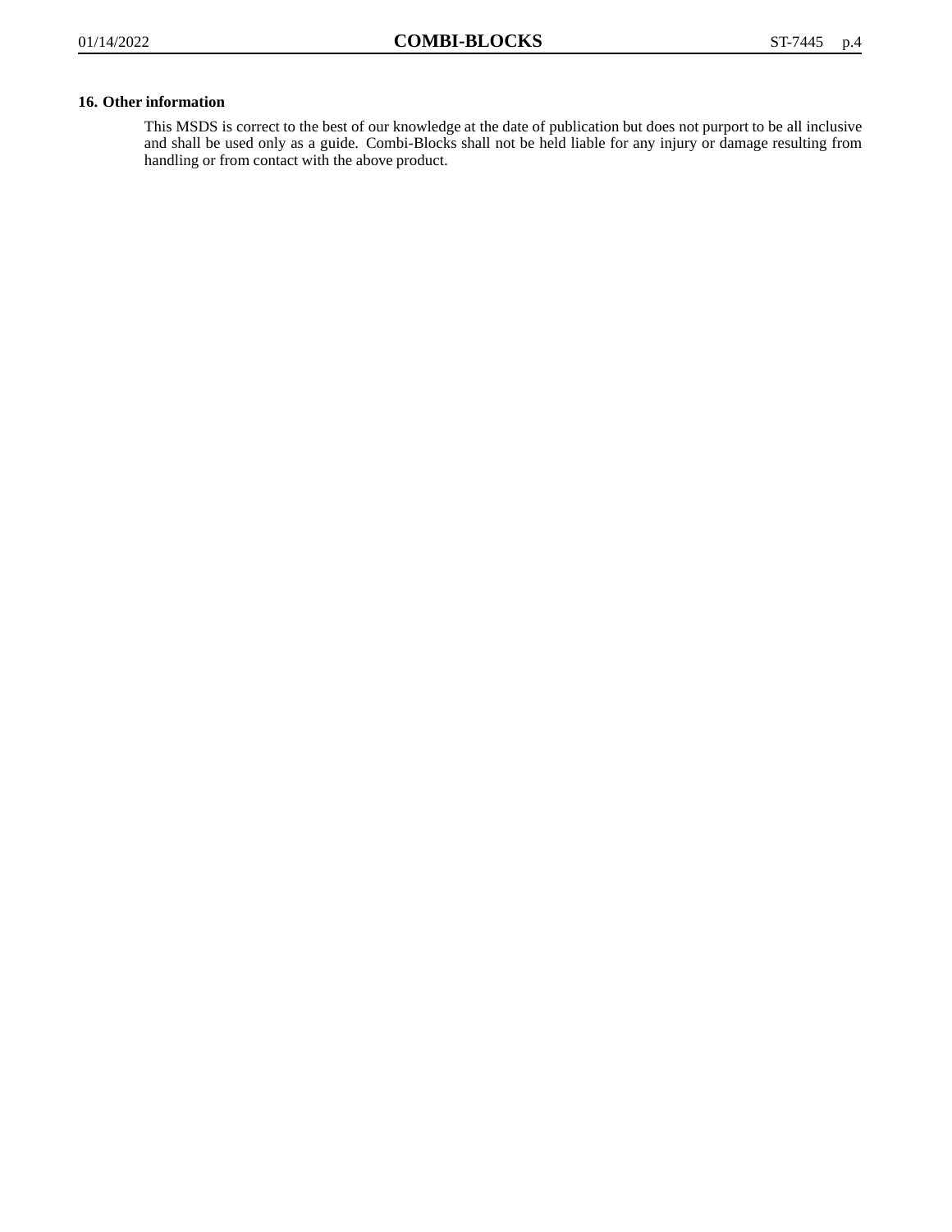## 16. Other information

This MSDS is correct to the best of our knowledge at the date of publication but does not purport to be all inclusive and shall be used only as a guide. Combi-Blocks shall not be held liable for any injury or damage resulting from handling or from contact with the above product.